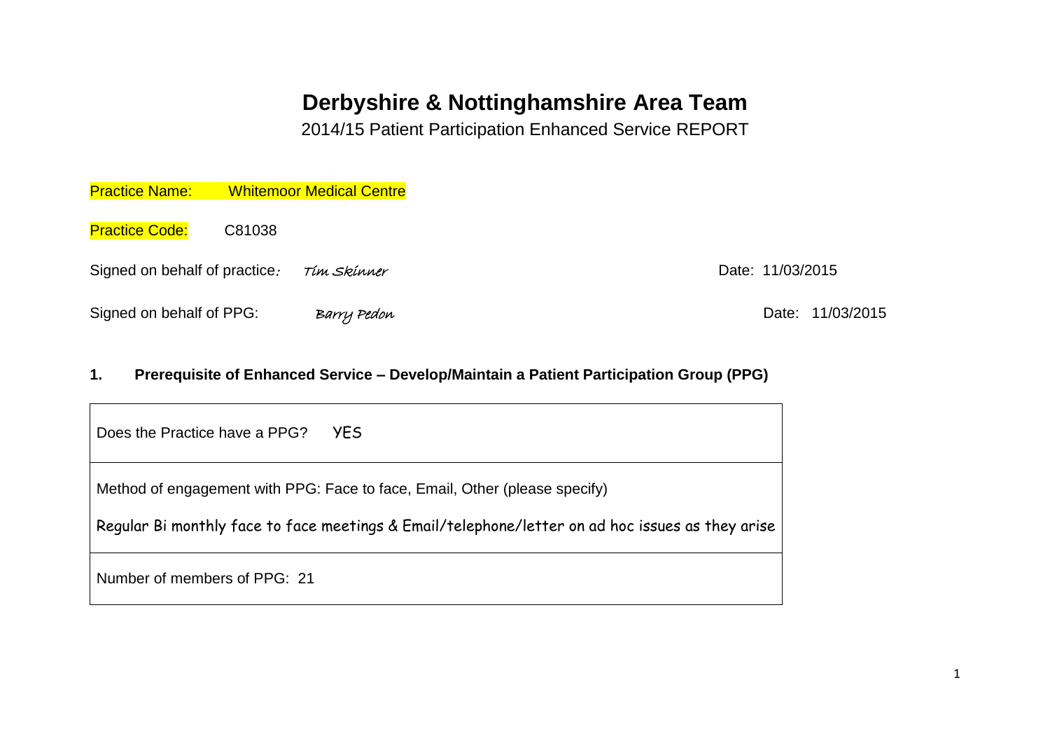# Derbyshire & Nottinghamshire Area Team

2014/15 Patient Participation Enhanced Service REPORT

Practice Name: Whitemoor Medical Centre

Practice Code: C81038

Signed on behalf of practice: *Tim Skinner* Date: 11/03/2015

Signed on behalf of PPG: *Barry Pedon* Date: 11/03/2015

## 1. Prerequisite of Enhanced Service – Develop/Maintain a Patient Participation Group (PPG)

| Does the Practice have a PPG? YES |
|---|
| Method of engagement with PPG: Face to face, Email, Other (please specify)<br><br>Regular Bi monthly face to face meetings & Email/telephone/letter on ad hoc issues as they arise |
| Number of members of PPG: 21 |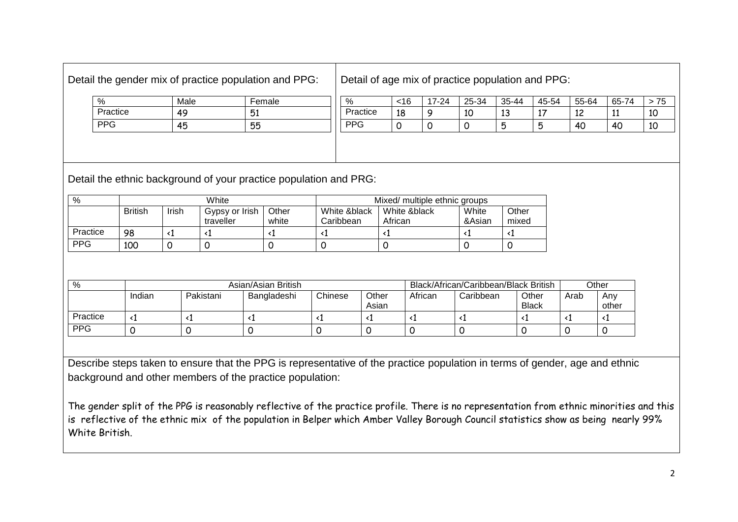Detail the gender mix of practice population and PPG:

| % | Male | Female |
|---|---|---|
| Practice | 49 | 51 |
| PPG | 45 | 55 |

Detail of age mix of practice population and PPG:

| % | <16 | 17-24 | 25-34 | 35-44 | 45-54 | 55-64 | 65-74 | > 75 |
|---|---|---|---|---|---|---|---|---|
| Practice | 18 | 9 | 10 | 13 | 17 | 12 | 11 | 10 |
| PPG | 0 | 0 | 0 | 5 | 5 | 40 | 40 | 10 |

Detail the ethnic background of your practice population and PRG:

| % | White | | | | Mixed/ multiple ethnic groups | | | |
|---|---|---|---|---|---|---|---|---|
| | British | Irish | Gypsy or Irish traveller | Other white | White &black Caribbean | White &black African | White &Asian | Other mixed |
| Practice | 98 | <1 | <1 | <1 | <1 | <1 | <1 | <1 |
| PPG | 100 | 0 | 0 | 0 | 0 | 0 | 0 | 0 |

| % | Asian/Asian British | | | | | Black/African/Caribbean/Black British | | | Other | |
|---|---|---|---|---|---|---|---|---|---|---|
| | Indian | Pakistani | Bangladeshi | Chinese | Other Asian | African | Caribbean | Other Black | Arab | Any other |
| Practice | <1 | <1 | <1 | <1 | <1 | <1 | <1 | <1 | <1 | <1 |
| PPG | 0 | 0 | 0 | 0 | 0 | 0 | 0 | 0 | 0 | 0 |

Describe steps taken to ensure that the PPG is representative of the practice population in terms of gender, age and ethnic background and other members of the practice population:

The gender split of the PPG is reasonably reflective of the practice profile. There is no representation from ethnic minorities and this is reflective of the ethnic mix of the population in Belper which Amber Valley Borough Council statistics show as being nearly 99% White British.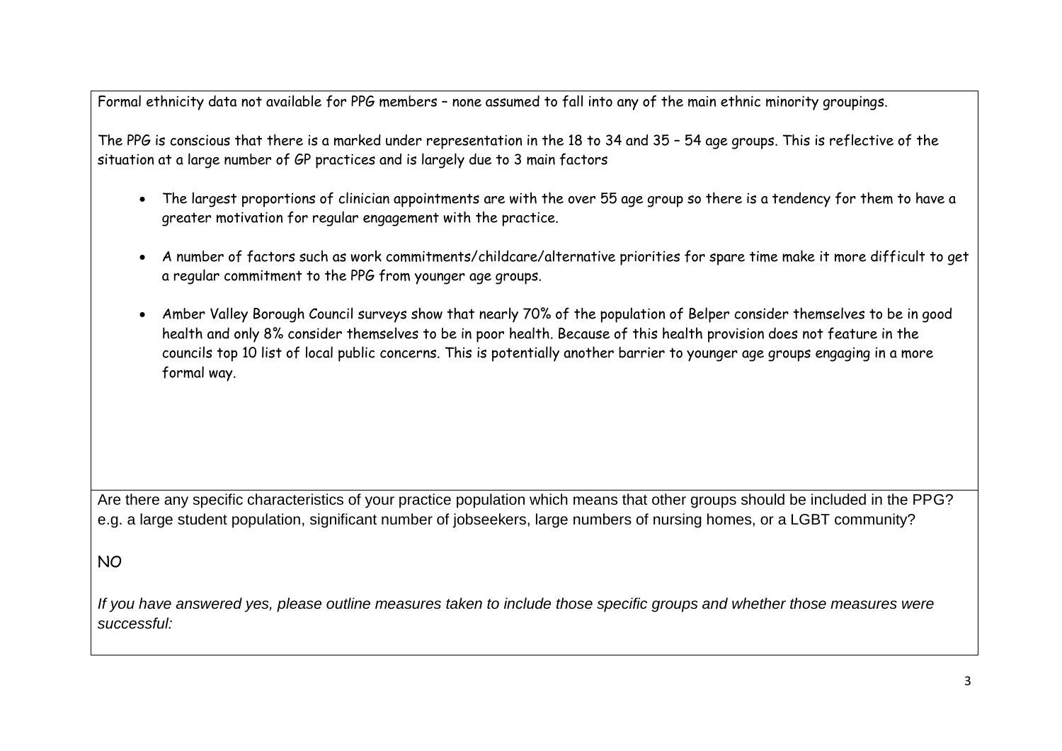Formal ethnicity data not available for PPG members – none assumed to fall into any of the main ethnic minority groupings.

The PPG is conscious that there is a marked under representation in the 18 to 34 and 35 – 54 age groups. This is reflective of the situation at a large number of GP practices and is largely due to 3 main factors

- The largest proportions of clinician appointments are with the over 55 age group so there is a tendency for them to have a greater motivation for regular engagement with the practice.
- A number of factors such as work commitments/childcare/alternative priorities for spare time make it more difficult to get a regular commitment to the PPG from younger age groups.
- Amber Valley Borough Council surveys show that nearly 70% of the population of Belper consider themselves to be in good health and only 8% consider themselves to be in poor health. Because of this health provision does not feature in the councils top 10 list of local public concerns. This is potentially another barrier to younger age groups engaging in a more formal way.

Are there any specific characteristics of your practice population which means that other groups should be included in the PPG? e.g. a large student population, significant number of jobseekers, large numbers of nursing homes, or a LGBT community?

NO

*If you have answered yes, please outline measures taken to include those specific groups and whether those measures were successful:*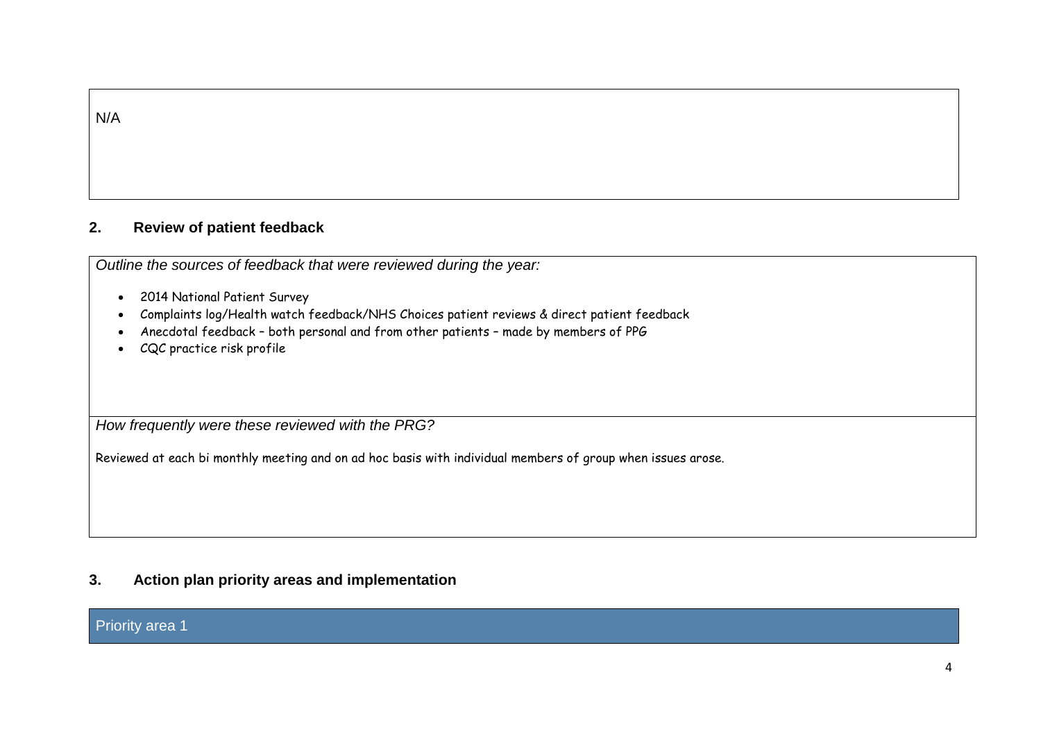N/A

## 2. Review of patient feedback

*Outline the sources of feedback that were reviewed during the year:*

- 2014 National Patient Survey
- Complaints log/Health watch feedback/NHS Choices patient reviews & direct patient feedback
- Anecdotal feedback – both personal and from other patients – made by members of PPG
- CQC practice risk profile

*How frequently were these reviewed with the PRG?*

Reviewed at each bi monthly meeting and on ad hoc basis with individual members of group when issues arose.

## 3. Action plan priority areas and implementation

Priority area 1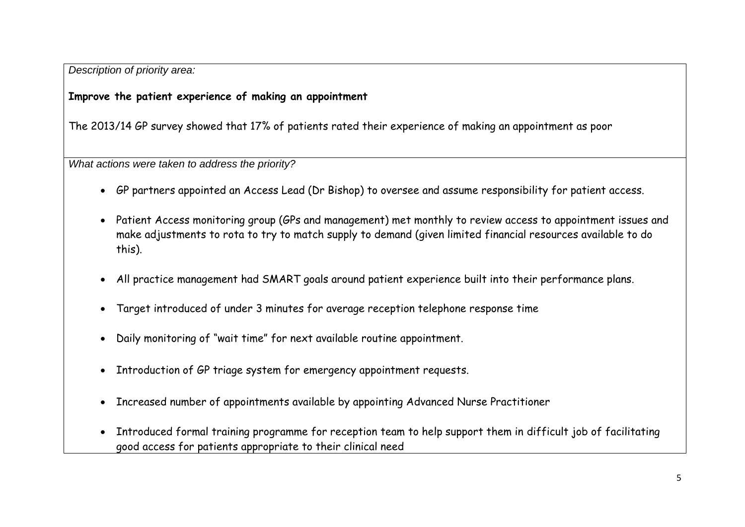*Description of priority area:*

**Improve the patient experience of making an appointment**

The 2013/14 GP survey showed that 17% of patients rated their experience of making an appointment as poor

*What actions were taken to address the priority?*

- GP partners appointed an Access Lead (Dr Bishop) to oversee and assume responsibility for patient access.
- Patient Access monitoring group (GPs and management) met monthly to review access to appointment issues and make adjustments to rota to try to match supply to demand (given limited financial resources available to do this).
- All practice management had SMART goals around patient experience built into their performance plans.
- Target introduced of under 3 minutes for average reception telephone response time
- Daily monitoring of "wait time" for next available routine appointment.
- Introduction of GP triage system for emergency appointment requests.
- Increased number of appointments available by appointing Advanced Nurse Practitioner
- Introduced formal training programme for reception team to help support them in difficult job of facilitating good access for patients appropriate to their clinical need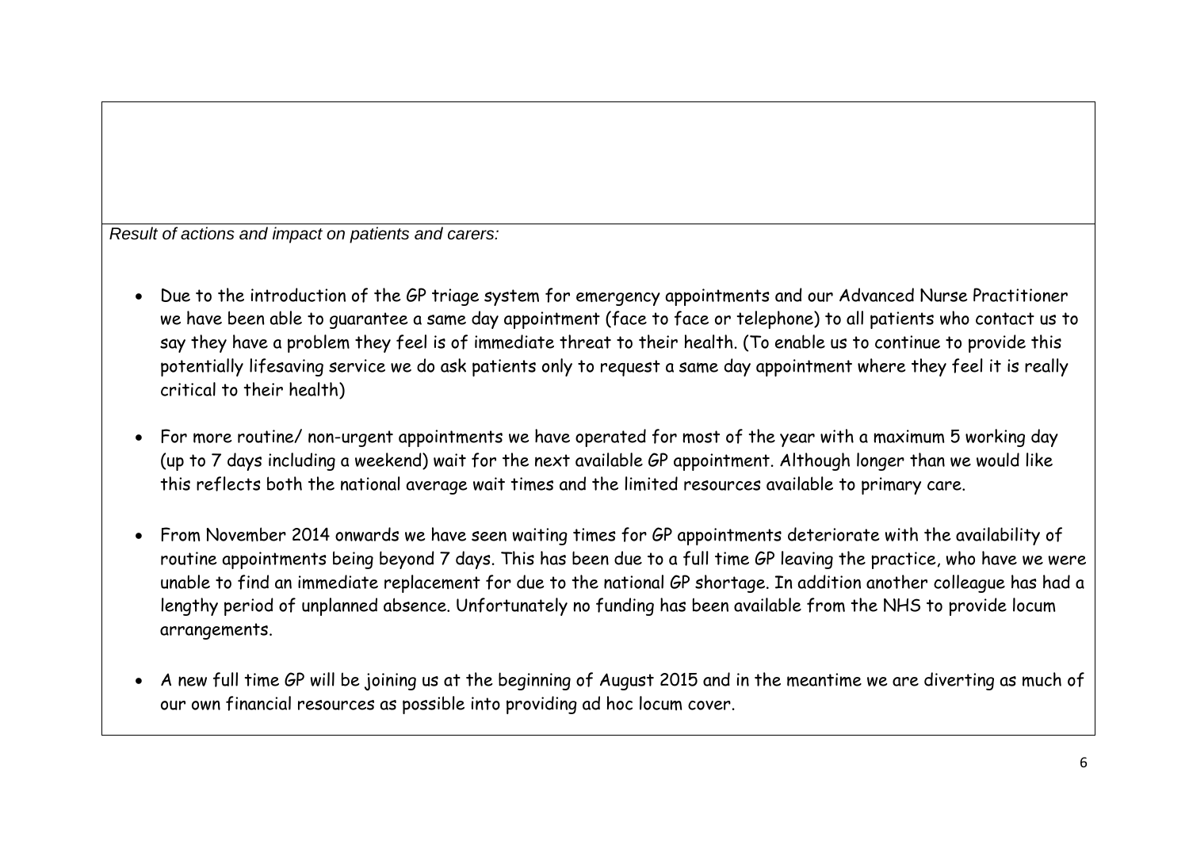*Result of actions and impact on patients and carers:*

- Due to the introduction of the GP triage system for emergency appointments and our Advanced Nurse Practitioner we have been able to guarantee a same day appointment (face to face or telephone) to all patients who contact us to say they have a problem they feel is of immediate threat to their health. (To enable us to continue to provide this potentially lifesaving service we do ask patients only to request a same day appointment where they feel it is really critical to their health)

- For more routine/ non-urgent appointments we have operated for most of the year with a maximum 5 working day (up to 7 days including a weekend) wait for the next available GP appointment. Although longer than we would like this reflects both the national average wait times and the limited resources available to primary care.

- From November 2014 onwards we have seen waiting times for GP appointments deteriorate with the availability of routine appointments being beyond 7 days. This has been due to a full time GP leaving the practice, who have we were unable to find an immediate replacement for due to the national GP shortage. In addition another colleague has had a lengthy period of unplanned absence. Unfortunately no funding has been available from the NHS to provide locum arrangements.

- A new full time GP will be joining us at the beginning of August 2015 and in the meantime we are diverting as much of our own financial resources as possible into providing ad hoc locum cover.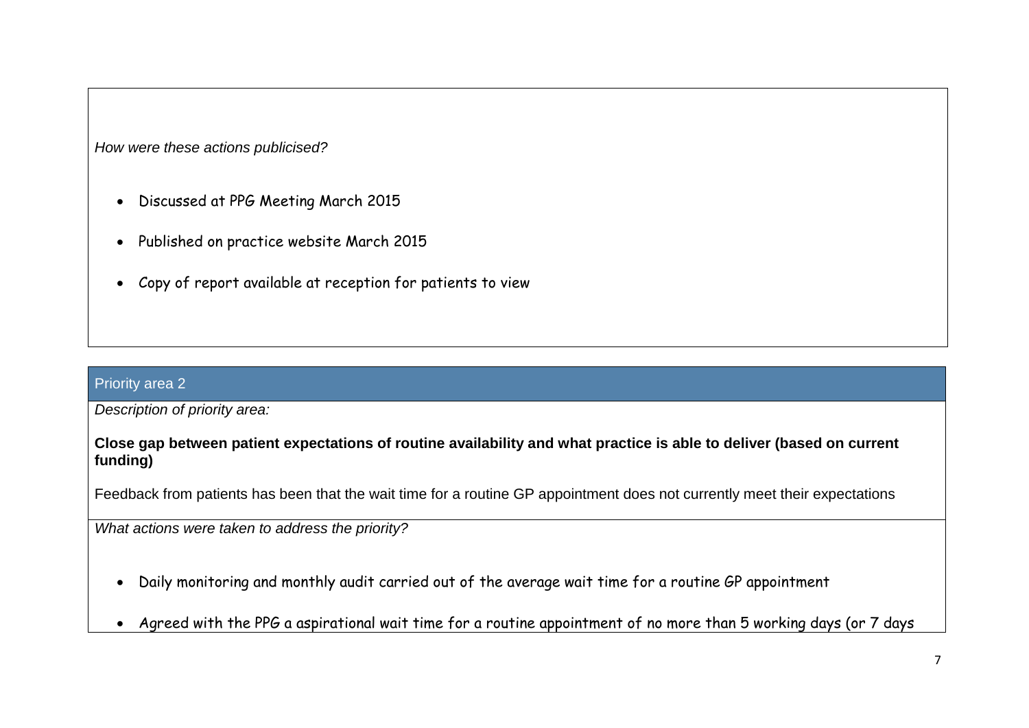*How were these actions publicised?*

- Discussed at PPG Meeting March 2015
- Published on practice website March 2015
- Copy of report available at reception for patients to view

## Priority area 2

*Description of priority area:*

**Close gap between patient expectations of routine availability and what practice is able to deliver (based on current funding)**

Feedback from patients has been that the wait time for a routine GP appointment does not currently meet their expectations

*What actions were taken to address the priority?*

- Daily monitoring and monthly audit carried out of the average wait time for a routine GP appointment
- Agreed with the PPG a aspirational wait time for a routine appointment of no more than 5 working days (or 7 days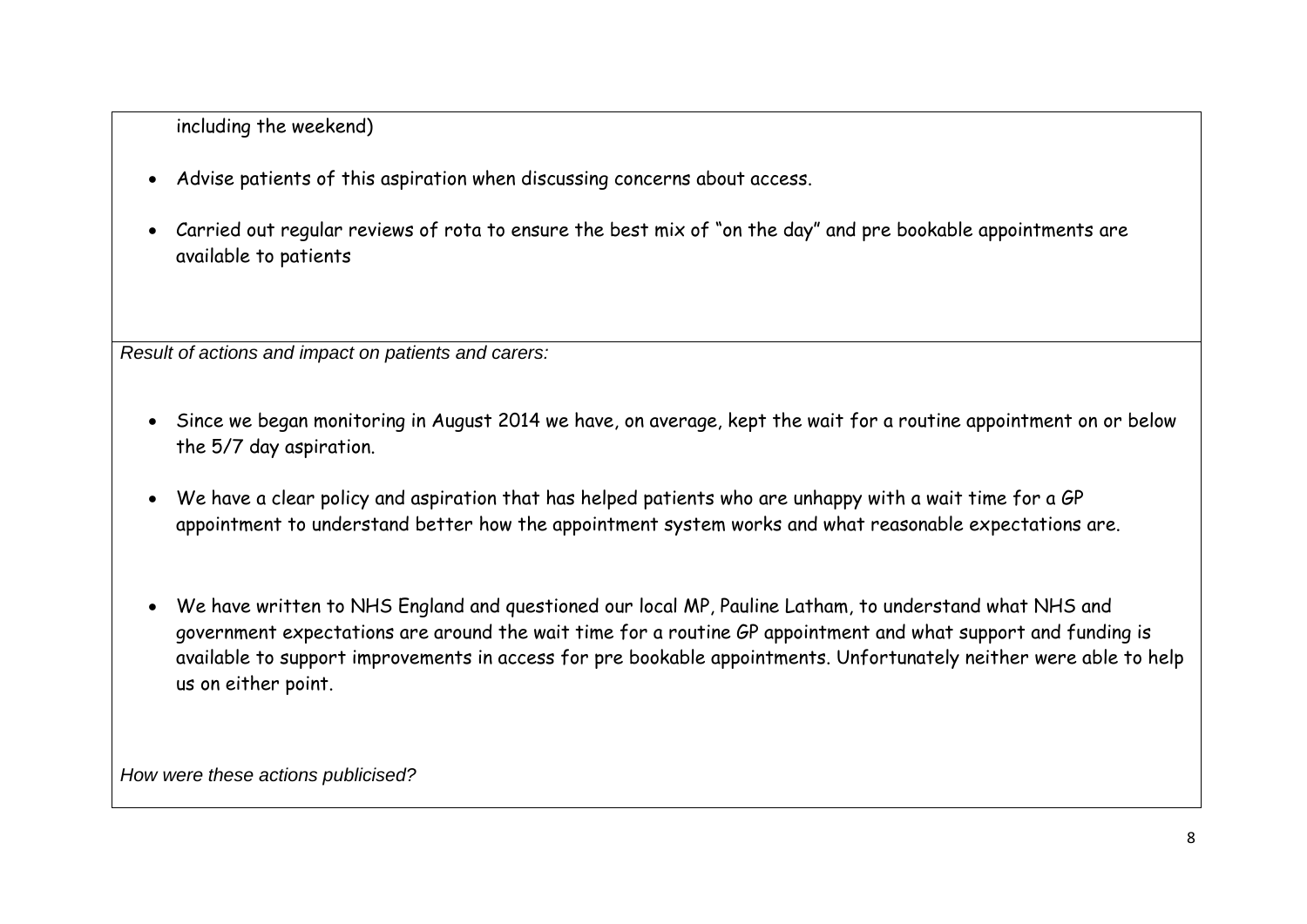including the weekend)

- Advise patients of this aspiration when discussing concerns about access.
- Carried out regular reviews of rota to ensure the best mix of "on the day" and pre bookable appointments are available to patients

*Result of actions and impact on patients and carers:*

- Since we began monitoring in August 2014 we have, on average, kept the wait for a routine appointment on or below the 5/7 day aspiration.
- We have a clear policy and aspiration that has helped patients who are unhappy with a wait time for a GP appointment to understand better how the appointment system works and what reasonable expectations are.
- We have written to NHS England and questioned our local MP, Pauline Latham, to understand what NHS and government expectations are around the wait time for a routine GP appointment and what support and funding is available to support improvements in access for pre bookable appointments. Unfortunately neither were able to help us on either point.

*How were these actions publicised?*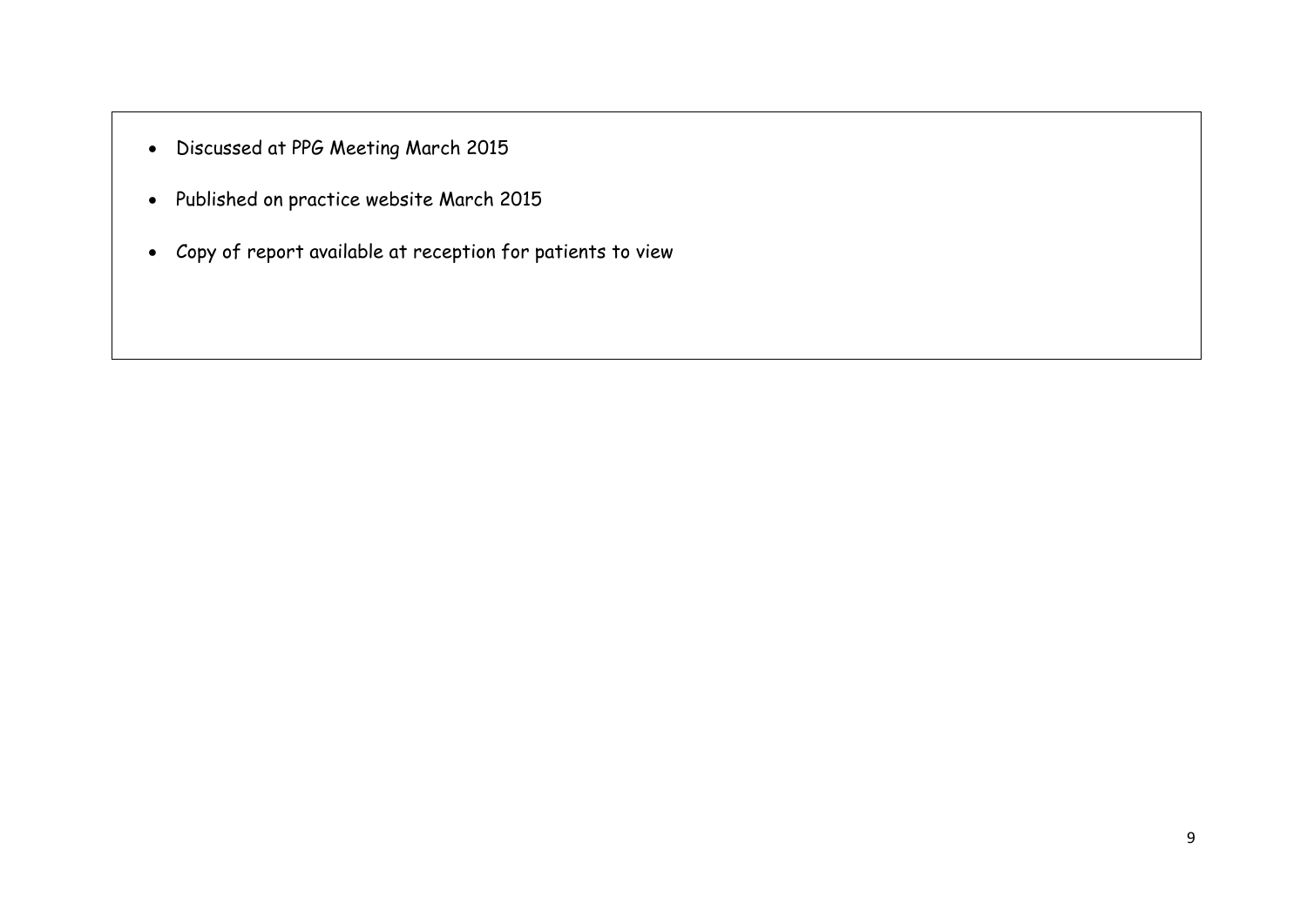- Discussed at PPG Meeting March 2015
- Published on practice website March 2015
- Copy of report available at reception for patients to view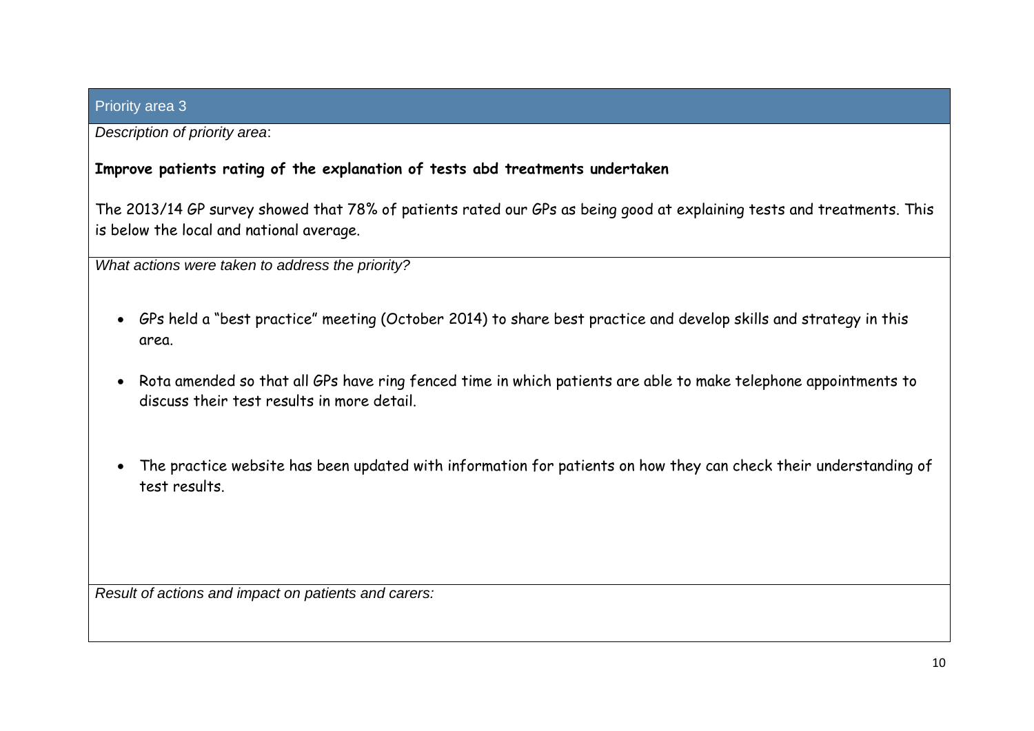## Priority area 3

*Description of priority area*:

**Improve patients rating of the explanation of tests abd treatments undertaken**

The 2013/14 GP survey showed that 78% of patients rated our GPs as being good at explaining tests and treatments. This is below the local and national average.

*What actions were taken to address the priority?*

- GPs held a "best practice" meeting (October 2014) to share best practice and develop skills and strategy in this area.
- Rota amended so that all GPs have ring fenced time in which patients are able to make telephone appointments to discuss their test results in more detail.
- The practice website has been updated with information for patients on how they can check their understanding of test results.

*Result of actions and impact on patients and carers:*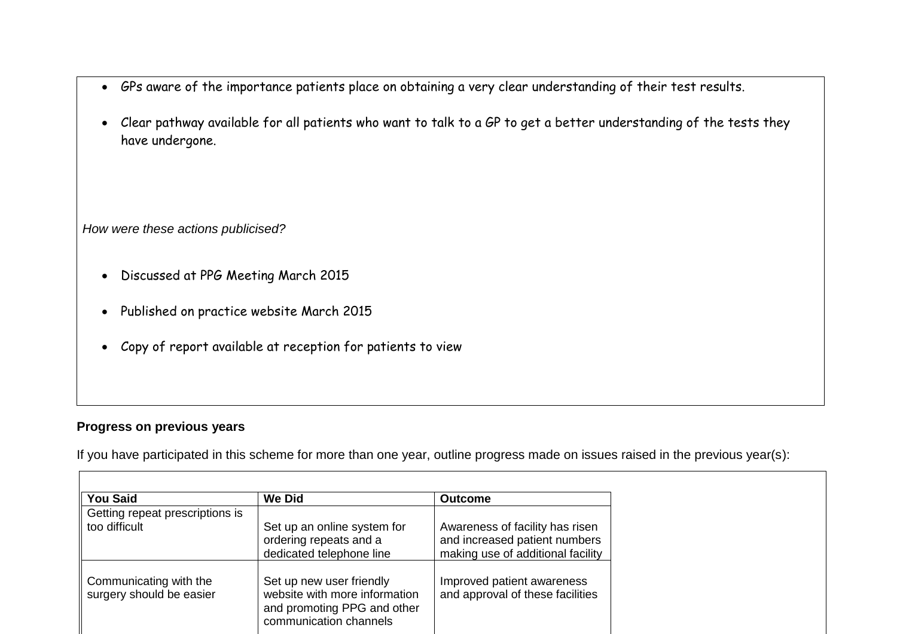- GPs aware of the importance patients place on obtaining a very clear understanding of their test results.
- Clear pathway available for all patients who want to talk to a GP to get a better understanding of the tests they have undergone.

*How were these actions publicised?*

- Discussed at PPG Meeting March 2015
- Published on practice website March 2015
- Copy of report available at reception for patients to view

**Progress on previous years**

If you have participated in this scheme for more than one year, outline progress made on issues raised in the previous year(s):

| You Said | We Did | Outcome |
|---|---|---|
| Getting repeat prescriptions is too difficult | Set up an online system for ordering repeats and a dedicated telephone line | Awareness of facility has risen and increased patient numbers making use of additional facility |
| Communicating with the surgery should be easier | Set up new user friendly website with more information and promoting PPG and other communication channels | Improved patient awareness and approval of these facilities |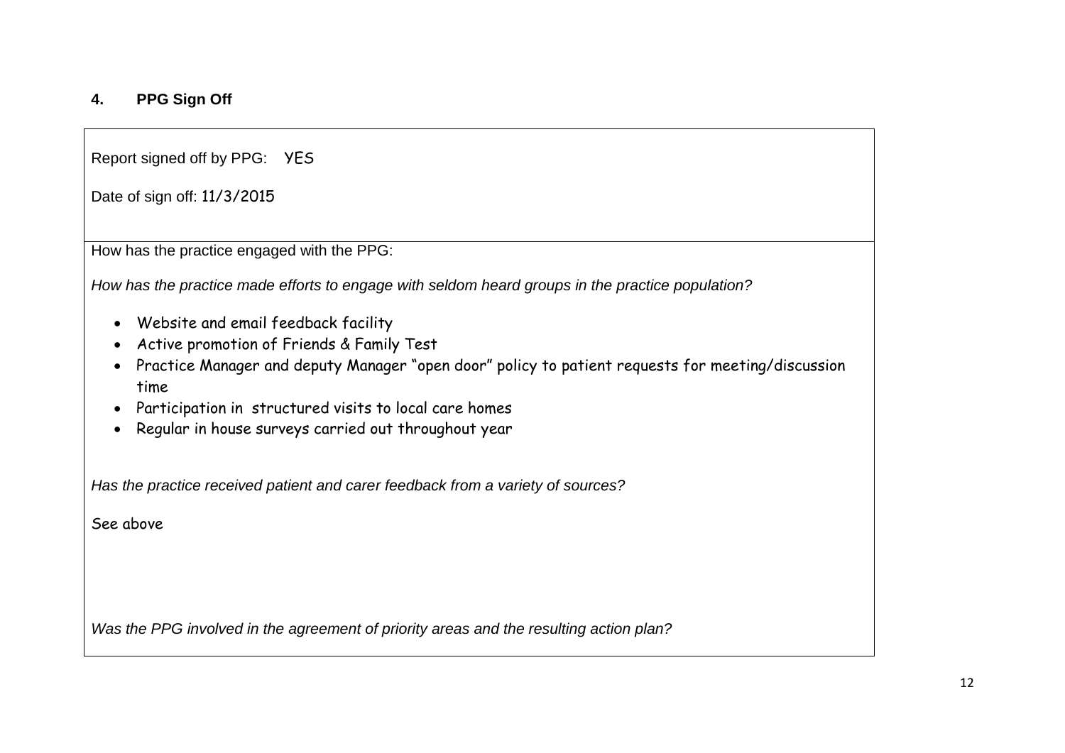## 4. PPG Sign Off

Report signed off by PPG: YES

Date of sign off: 11/3/2015

How has the practice engaged with the PPG:

*How has the practice made efforts to engage with seldom heard groups in the practice population?*

- Website and email feedback facility
- Active promotion of Friends & Family Test
- Practice Manager and deputy Manager "open door" policy to patient requests for meeting/discussion time
- Participation in structured visits to local care homes
- Regular in house surveys carried out throughout year

*Has the practice received patient and carer feedback from a variety of sources?*

See above

*Was the PPG involved in the agreement of priority areas and the resulting action plan?*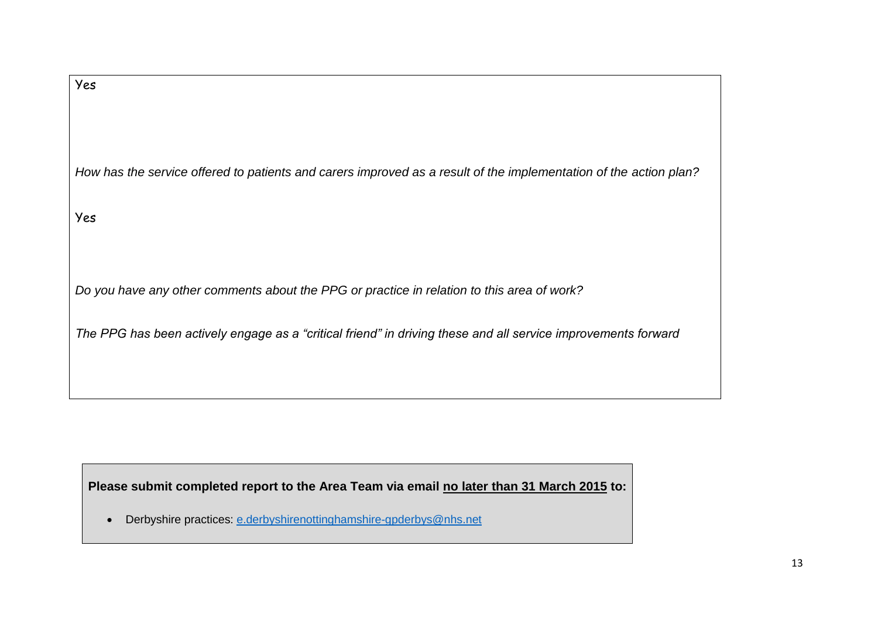Yes

*How has the service offered to patients and carers improved as a result of the implementation of the action plan?*

Yes

*Do you have any other comments about the PPG or practice in relation to this area of work?*

*The PPG has been actively engage as a "critical friend" in driving these and all service improvements forward*

**Please submit completed report to the Area Team via email <u>no later than 31 March 2015</u> to:**

- Derbyshire practices: [e.derbyshirenottinghamshire-gpderbys@nhs.net](mailto:e.derbyshirenottinghamshire-gpderbys@nhs.net)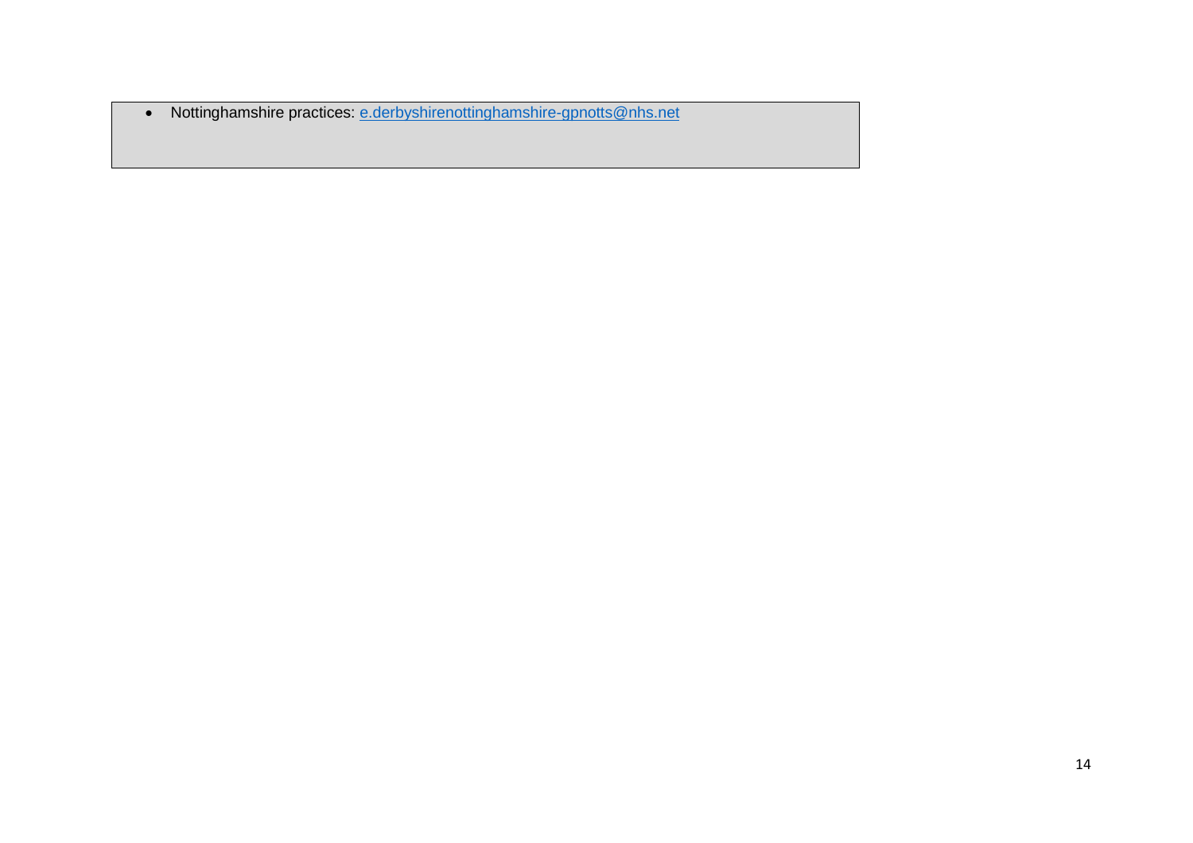- Nottinghamshire practices: e.derbyshirenottinghamshire-gpnotts@nhs.net